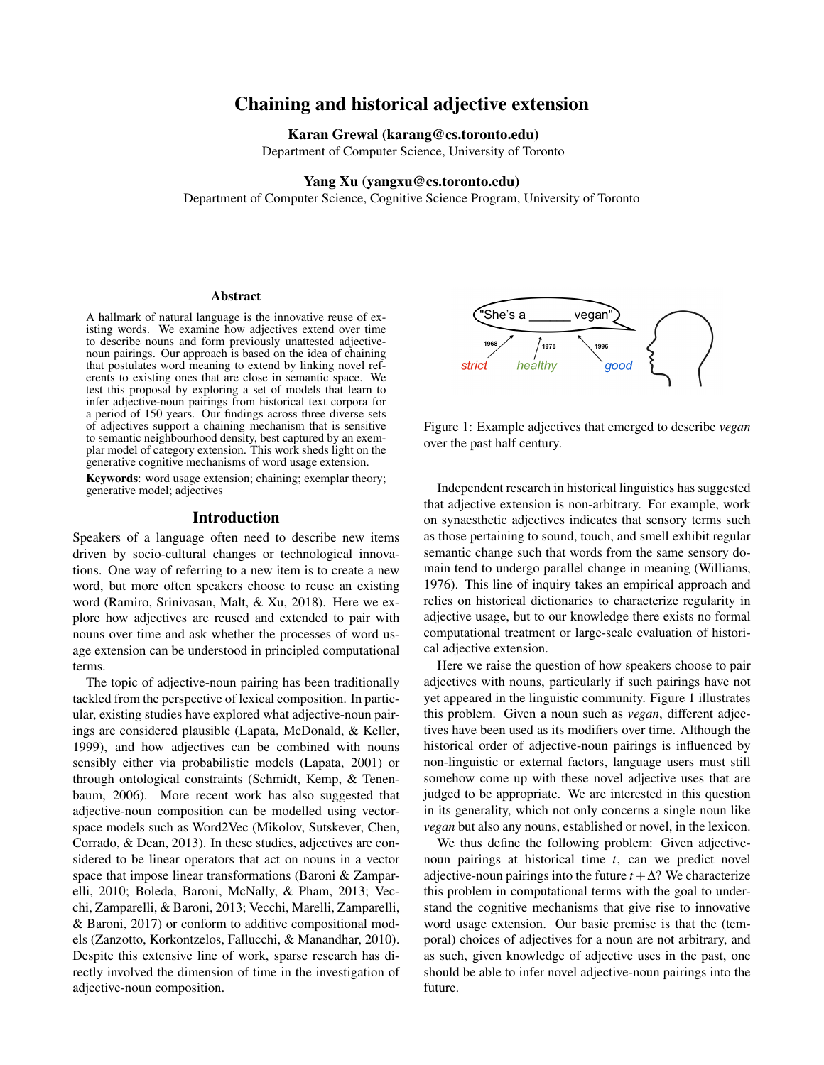# Chaining and historical adjective extension

**Karan Grewal (karang@cs.toronto.edu)**
Department of Computer Science, University of Toronto

**Yang Xu (yangxu@cs.toronto.edu)**
Department of Computer Science, Cognitive Science Program, University of Toronto

## Abstract

A hallmark of natural language is the innovative reuse of existing words. We examine how adjectives extend over time to describe nouns and form previously unattested adjective-noun pairings. Our approach is based on the idea of chaining that postulates word meaning to extend by linking novel referents to existing ones that are close in semantic space. We test this proposal by exploring a set of models that learn to infer adjective-noun pairings from historical text corpora for a period of 150 years. Our findings across three diverse sets of adjectives support a chaining mechanism that is sensitive to semantic neighbourhood density, best captured by an exemplar model of category extension. This work sheds light on the generative cognitive mechanisms of word usage extension.

**Keywords**: word usage extension; chaining; exemplar theory; generative model; adjectives

## Introduction

Speakers of a language often need to describe new items driven by socio-cultural changes or technological innovations. One way of referring to a new item is to create a new word, but more often speakers choose to reuse an existing word (Ramiro, Srinivasan, Malt, & Xu, 2018). Here we explore how adjectives are reused and extended to pair with nouns over time and ask whether the processes of word usage extension can be understood in principled computational terms.

The topic of adjective-noun pairing has been traditionally tackled from the perspective of lexical composition. In particular, existing studies have explored what adjective-noun pairings are considered plausible (Lapata, McDonald, & Keller, 1999), and how adjectives can be combined with nouns sensibly either via probabilistic models (Lapata, 2001) or through ontological constraints (Schmidt, Kemp, & Tenenbaum, 2006). More recent work has also suggested that adjective-noun composition can be modelled using vector-space models such as Word2Vec (Mikolov, Sutskever, Chen, Corrado, & Dean, 2013). In these studies, adjectives are considered to be linear operators that act on nouns in a vector space that impose linear transformations (Baroni & Zamparelli, 2010; Boleda, Baroni, McNally, & Pham, 2013; Vecchi, Zamparelli, & Baroni, 2013; Vecchi, Marelli, Zamparelli, & Baroni, 2017) or conform to additive compositional models (Zanzotto, Korkontzelos, Fallucchi, & Manandhar, 2010). Despite this extensive line of work, sparse research has directly involved the dimension of time in the investigation of adjective-noun composition.

"She's a ______ vegan"

1968 strict — 1978 healthy — 1996 good

Figure 1: Example adjectives that emerged to describe *vegan* over the past half century.

Independent research in historical linguistics has suggested that adjective extension is non-arbitrary. For example, work on synaesthetic adjectives indicates that sensory terms such as those pertaining to sound, touch, and smell exhibit regular semantic change such that words from the same sensory domain tend to undergo parallel change in meaning (Williams, 1976). This line of inquiry takes an empirical approach and relies on historical dictionaries to characterize regularity in adjective usage, but to our knowledge there exists no formal computational treatment or large-scale evaluation of historical adjective extension.

Here we raise the question of how speakers choose to pair adjectives with nouns, particularly if such pairings have not yet appeared in the linguistic community. Figure 1 illustrates this problem. Given a noun such as *vegan*, different adjectives have been used as its modifiers over time. Although the historical order of adjective-noun pairings is influenced by non-linguistic or external factors, language users must still somehow come up with these novel adjective uses that are judged to be appropriate. We are interested in this question in its generality, which not only concerns a single noun like *vegan* but also any nouns, established or novel, in the lexicon.

We thus define the following problem: Given adjective-noun pairings at historical time $t$, can we predict novel adjective-noun pairings into the future $t + \Delta$? We characterize this problem in computational terms with the goal to understand the cognitive mechanisms that give rise to innovative word usage extension. Our basic premise is that the (temporal) choices of adjectives for a noun are not arbitrary, and as such, given knowledge of adjective uses in the past, one should be able to infer novel adjective-noun pairings into the future.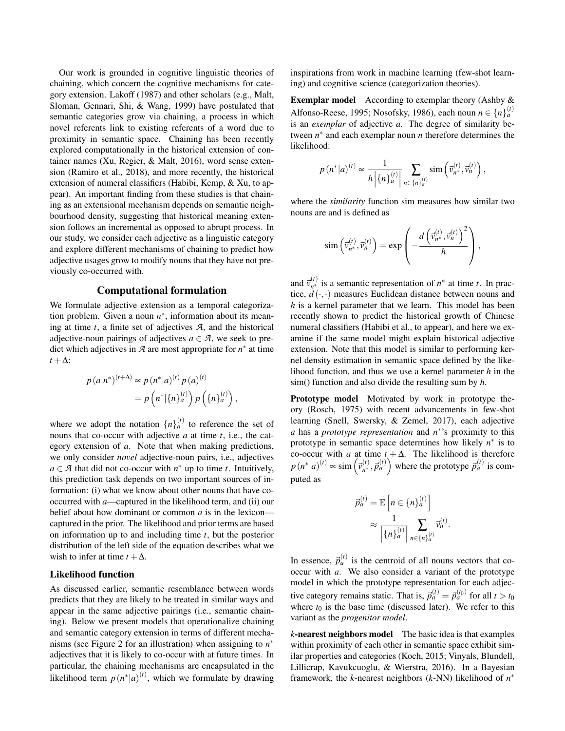Our work is grounded in cognitive linguistic theories of chaining, which concern the cognitive mechanisms for category extension. Lakoff (1987) and other scholars (e.g., Malt, Sloman, Gennari, Shi, & Wang, 1999) have postulated that semantic categories grow via chaining, a process in which novel referents link to existing referents of a word due to proximity in semantic space. Chaining has been recently explored computationally in the historical extension of container names (Xu, Regier, & Malt, 2016), word sense extension (Ramiro et al., 2018), and more recently, the historical extension of numeral classifiers (Habibi, Kemp, & Xu, to appear). An important finding from these studies is that chaining as an extensional mechanism depends on semantic neighbourhood density, suggesting that historical meaning extension follows an incremental as opposed to abrupt process. In our study, we consider each adjective as a linguistic category and explore different mechanisms of chaining to predict how adjective usages grow to modify nouns that they have not previously co-occurred with.

## Computational formulation

We formulate adjective extension as a temporal categorization problem. Given a noun $n^*$, information about its meaning at time $t$, a finite set of adjectives $\mathcal{A}$, and the historical adjective-noun pairings of adjectives $a \in \mathcal{A}$, we seek to predict which adjectives in $\mathcal{A}$ are most appropriate for $n^*$ at time $t+\Delta$:

$$
\begin{aligned}
p\left(a|n^*\right)^{(t+\Delta)} &\propto p\left(n^*|a\right)^{(t)} p\left(a\right)^{(t)} \\
&= p\left(n^*|\{n\}_a^{(t)}\right) p\left(\{n\}_a^{(t)}\right),
\end{aligned}
$$

where we adopt the notation $\{n\}_a^{(t)}$ to reference the set of nouns that co-occur with adjective $a$ at time $t$, i.e., the category extension of $a$. Note that when making predictions, we only consider *novel* adjective-noun pairs, i.e., adjectives $a \in \mathcal{A}$ that did not co-occur with $n^*$ up to time $t$. Intuitively, this prediction task depends on two important sources of information: (i) what we know about other nouns that have co-occurred with $a$—captured in the likelihood term, and (ii) our belief about how dominant or common $a$ is in the lexicon—captured in the prior. The likelihood and prior terms are based on information up to and including time $t$, but the posterior distribution of the left side of the equation describes what we wish to infer at time $t+\Delta$.

### Likelihood function

As discussed earlier, semantic resemblance between words predicts that they are likely to be treated in similar ways and appear in the same adjective pairings (i.e., semantic chaining). Below we present models that operationalize chaining and semantic category extension in terms of different mechanisms (see Figure 2 for an illustration) when assigning to $n^*$ adjectives that it is likely to co-occur with at future times. In particular, the chaining mechanisms are encapsulated in the likelihood term $p\left(n^*|a\right)^{(t)}$, which we formulate by drawing inspirations from work in machine learning (few-shot learning) and cognitive science (categorization theories).

**Exemplar model** According to exemplar theory (Ashby & Alfonso-Reese, 1995; Nosofsky, 1986), each noun $n \in \{n\}_a^{(t)}$ is an *exemplar* of adjective $a$. The degree of similarity between $n^*$ and each exemplar noun $n$ therefore determines the likelihood:

$$
p\left(n^*|a\right)^{(t)} \propto \frac{1}{h\left|\{n\}_a^{(t)}\right|} \sum_{n \in \{n\}_a^{(t)}} \mathrm{sim}\left(\vec{v}_{n^*}^{(t)}, \vec{v}_n^{(t)}\right),
$$

where the *similarity* function sim measures how similar two nouns are and is defined as

$$
\mathrm{sim}\left(\vec{v}_{n^*}^{(t)}, \vec{v}_n^{(t)}\right) = \exp\left(-\frac{d\left(\vec{v}_{n^*}^{(t)}, \vec{v}_n^{(t)}\right)^2}{h}\right),
$$

and $\vec{v}_{n^*}^{(t)}$ is a semantic representation of $n^*$ at time $t$. In practice, $d(\cdot,\cdot)$ measures Euclidean distance between nouns and $h$ is a kernel parameter that we learn. This model has been recently shown to predict the historical growth of Chinese numeral classifiers (Habibi et al., to appear), and here we examine if the same model might explain historical adjective extension. Note that this model is similar to performing kernel density estimation in semantic space defined by the likelihood function, and thus we use a kernel parameter $h$ in the sim() function and also divide the resulting sum by $h$.

**Prototype model** Motivated by work in prototype theory (Rosch, 1975) with recent advancements in few-shot learning (Snell, Swersky, & Zemel, 2017), each adjective $a$ has a *prototype representation* and $n^*$'s proximity to this prototype in semantic space determines how likely $n^*$ is to co-occur with $a$ at time $t+\Delta$. The likelihood is therefore $p\left(n^*|a\right)^{(t)} \propto \mathrm{sim}\left(\vec{v}_{n^*}^{(t)}, \vec{p}_a^{(t)}\right)$ where the prototype $\vec{p}_a^{(t)}$ is computed as

$$
\begin{aligned}
\vec{p}_a^{(t)} &= \mathbb{E}\left[n \in \{n\}_a^{(t)}\right] \\
&\approx \frac{1}{\left|\{n\}_a^{(t)}\right|} \sum_{n \in \{n\}_a^{(t)}} \vec{v}_n^{(t)}.
\end{aligned}
$$

In essence, $\vec{p}_a^{(t)}$ is the centroid of all nouns vectors that co-occur with $a$. We also consider a variant of the prototype model in which the prototype representation for each adjective category remains static. That is, $\vec{p}_a^{(t)} = \vec{p}_a^{(t_0)}$ for all $t > t_0$ where $t_0$ is the base time (discussed later). We refer to this variant as the *progenitor model*.

**$k$-nearest neighbors model** The basic idea is that examples within proximity of each other in semantic space exhibit similar properties and categories (Koch, 2015; Vinyals, Blundell, Lillicrap, Kavukcuoglu, & Wierstra, 2016). In a Bayesian framework, the $k$-nearest neighbors ($k$-NN) likelihood of $n^*$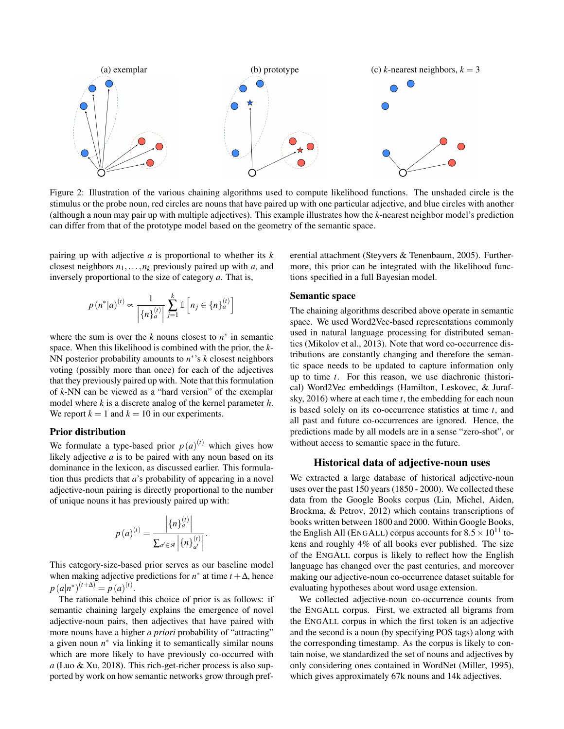(a) exemplar (b) prototype (c) $k$-nearest neighbors, $k = 3$

Figure 2: Illustration of the various chaining algorithms used to compute likelihood functions. The unshaded circle is the stimulus or the probe noun, red circles are nouns that have paired up with one particular adjective, and blue circles with another (although a noun may pair up with multiple adjectives). This example illustrates how the $k$-nearest neighbor model's prediction can differ from that of the prototype model based on the geometry of the semantic space.

pairing up with adjective $a$ is proportional to whether its $k$ closest neighbors $n_1, \ldots, n_k$ previously paired up with $a$, and inversely proportional to the size of category $a$. That is,

$$p(n^*|a)^{(t)} \propto \frac{1}{\left|\{n\}_a^{(t)}\right|} \sum_{j=1}^{k} \mathbb{1}\left[n_j \in \{n\}_a^{(t)}\right]$$

where the sum is over the $k$ nouns closest to $n^*$ in semantic space. When this likelihood is combined with the prior, the $k$-NN posterior probability amounts to $n^*$'s $k$ closest neighbors voting (possibly more than once) for each of the adjectives that they previously paired up with. Note that this formulation of $k$-NN can be viewed as a "hard version" of the exemplar model where $k$ is a discrete analog of the kernel parameter $h$. We report $k = 1$ and $k = 10$ in our experiments.

## Prior distribution

We formulate a type-based prior $p(a)^{(t)}$ which gives how likely adjective $a$ is to be paired with any noun based on its dominance in the lexicon, as discussed earlier. This formulation thus predicts that $a$'s probability of appearing in a novel adjective-noun pairing is directly proportional to the number of unique nouns it has previously paired up with:

$$p(a)^{(t)} = \frac{\left|\{n\}_a^{(t)}\right|}{\sum_{a' \in \mathcal{A}} \left|\{n\}_{a'}^{(t)}\right|}.$$

This category-size-based prior serves as our baseline model when making adjective predictions for $n^*$ at time $t + \Delta$, hence $p(a|n^*)^{(t+\Delta)} = p(a)^{(t)}$.

The rationale behind this choice of prior is as follows: if semantic chaining largely explains the emergence of novel adjective-noun pairs, then adjectives that have paired with more nouns have a higher *a priori* probability of "attracting" a given noun $n^*$ via linking it to semantically similar nouns which are more likely to have previously co-occurred with $a$ (Luo & Xu, 2018). This rich-get-richer process is also supported by work on how semantic networks grow through preferential attachment (Steyvers & Tenenbaum, 2005). Furthermore, this prior can be integrated with the likelihood functions specified in a full Bayesian model.

## Semantic space

The chaining algorithms described above operate in semantic space. We used Word2Vec-based representations commonly used in natural language processing for distributed semantics (Mikolov et al., 2013). Note that word co-occurrence distributions are constantly changing and therefore the semantic space needs to be updated to capture information only up to time $t$. For this reason, we use diachronic (historical) Word2Vec embeddings (Hamilton, Leskovec, & Jurafsky, 2016) where at each time $t$, the embedding for each noun is based solely on its co-occurrence statistics at time $t$, and all past and future co-occurrences are ignored. Hence, the predictions made by all models are in a sense "zero-shot", or without access to semantic space in the future.

# Historical data of adjective-noun uses

We extracted a large database of historical adjective-noun uses over the past 150 years (1850 - 2000). We collected these data from the Google Books corpus (Lin, Michel, Aiden, Brockma, & Petrov, 2012) which contains transcriptions of books written between 1800 and 2000. Within Google Books, the English All (ENGALL) corpus accounts for $8.5 \times 10^{11}$ tokens and roughly 4% of all books ever published. The size of the ENGALL corpus is likely to reflect how the English language has changed over the past centuries, and moreover making our adjective-noun co-occurrence dataset suitable for evaluating hypotheses about word usage extension.

We collected adjective-noun co-occurrence counts from the ENGALL corpus. First, we extracted all bigrams from the ENGALL corpus in which the first token is an adjective and the second is a noun (by specifying POS tags) along with the corresponding timestamp. As the corpus is likely to contain noise, we standardized the set of nouns and adjectives by only considering ones contained in WordNet (Miller, 1995), which gives approximately 67k nouns and 14k adjectives.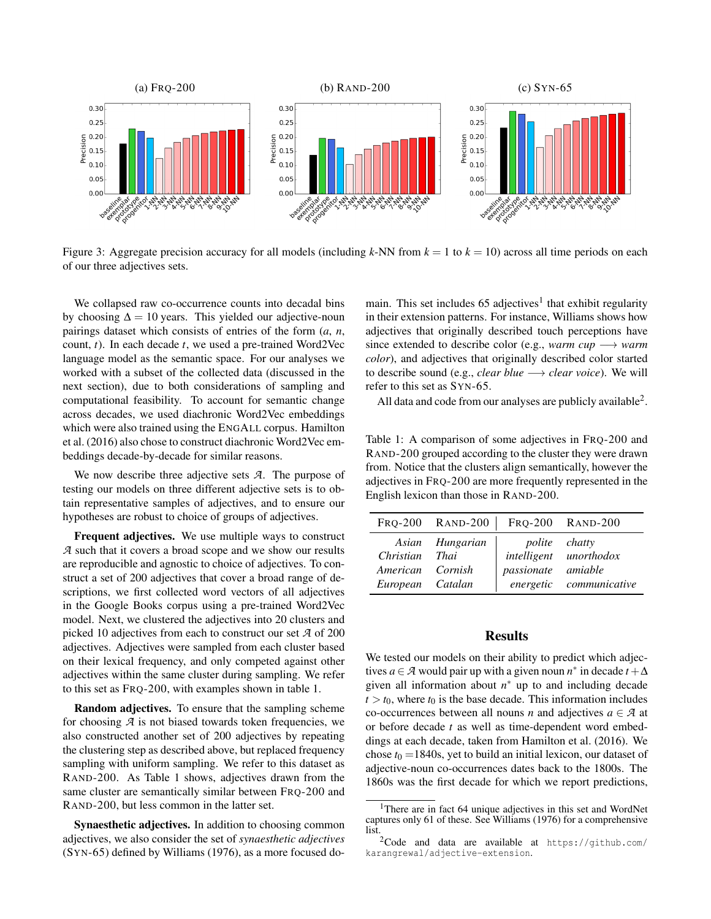Figure 3: Aggregate precision accuracy for all models (including $k$-NN from $k = 1$ to $k = 10$) across all time periods on each of our three adjectives sets.

We collapsed raw co-occurrence counts into decadal bins by choosing $\Delta = 10$ years. This yielded our adjective-noun pairings dataset which consists of entries of the form ($a$, $n$, count, $t$). In each decade $t$, we used a pre-trained Word2Vec language model as the semantic space. For our analyses we worked with a subset of the collected data (discussed in the next section), due to both considerations of sampling and computational feasibility. To account for semantic change across decades, we used diachronic Word2Vec embeddings which were also trained using the ENGALL corpus. Hamilton et al. (2016) also chose to construct diachronic Word2Vec embeddings decade-by-decade for similar reasons.

We now describe three adjective sets $\mathcal{A}$. The purpose of testing our models on three different adjective sets is to obtain representative samples of adjectives, and to ensure our hypotheses are robust to choice of groups of adjectives.

**Frequent adjectives.** We use multiple ways to construct $\mathcal{A}$ such that it covers a broad scope and we show our results are reproducible and agnostic to choice of adjectives. To construct a set of 200 adjectives that cover a broad range of descriptions, we first collected word vectors of all adjectives in the Google Books corpus using a pre-trained Word2Vec model. Next, we clustered the adjectives into 20 clusters and picked 10 adjectives from each to construct our set $\mathcal{A}$ of 200 adjectives. Adjectives were sampled from each cluster based on their lexical frequency, and only competed against other adjectives within the same cluster during sampling. We refer to this set as FRQ-200, with examples shown in table 1.

**Random adjectives.** To ensure that the sampling scheme for choosing $\mathcal{A}$ is not biased towards token frequencies, we also constructed another set of 200 adjectives by repeating the clustering step as described above, but replaced frequency sampling with uniform sampling. We refer to this dataset as RAND-200. As Table 1 shows, adjectives drawn from the same cluster are semantically similar between FRQ-200 and RAND-200, but less common in the latter set.

**Synaesthetic adjectives.** In addition to choosing common adjectives, we also consider the set of *synaesthetic adjectives* (SYN-65) defined by Williams (1976), as a more focused domain. This set includes 65 adjectives[1] that exhibit regularity in their extension patterns. For instance, Williams shows how adjectives that originally described touch perceptions have since extended to describe color (e.g., *warm cup* $\longrightarrow$ *warm color*), and adjectives that originally described color started to describe sound (e.g., *clear blue* $\longrightarrow$ *clear voice*). We will refer to this set as SYN-65.

All data and code from our analyses are publicly available[2].

Table 1: A comparison of some adjectives in FRQ-200 and RAND-200 grouped according to the cluster they were drawn from. Notice that the clusters align semantically, however the adjectives in FRQ-200 are more frequently represented in the English lexicon than those in RAND-200.

| FRQ-200 | RAND-200 | FRQ-200 | RAND-200 |
|---|---|---|---|
| *Asian* | *Hungarian* | *polite* | *chatty* |
| *Christian* | *Thai* | *intelligent* | *unorthodox* |
| *American* | *Cornish* | *passionate* | *amiable* |
| *European* | *Catalan* | *energetic* | *communicative* |

## Results

We tested our models on their ability to predict which adjectives $a \in \mathcal{A}$ would pair up with a given noun $n^*$ in decade $t + \Delta$ given all information about $n^*$ up to and including decade $t > t_0$, where $t_0$ is the base decade. This information includes co-occurrences between all nouns $n$ and adjectives $a \in \mathcal{A}$ at or before decade $t$ as well as time-dependent word embeddings at each decade, taken from Hamilton et al. (2016). We chose $t_0$ =1840s, yet to build an initial lexicon, our dataset of adjective-noun co-occurrences dates back to the 1800s. The 1860s was the first decade for which we report predictions,

[1]There are in fact 64 unique adjectives in this set and WordNet captures only 61 of these. See Williams (1976) for a comprehensive list.

[2]Code and data are available at `https://github.com/karangrewal/adjective-extension`.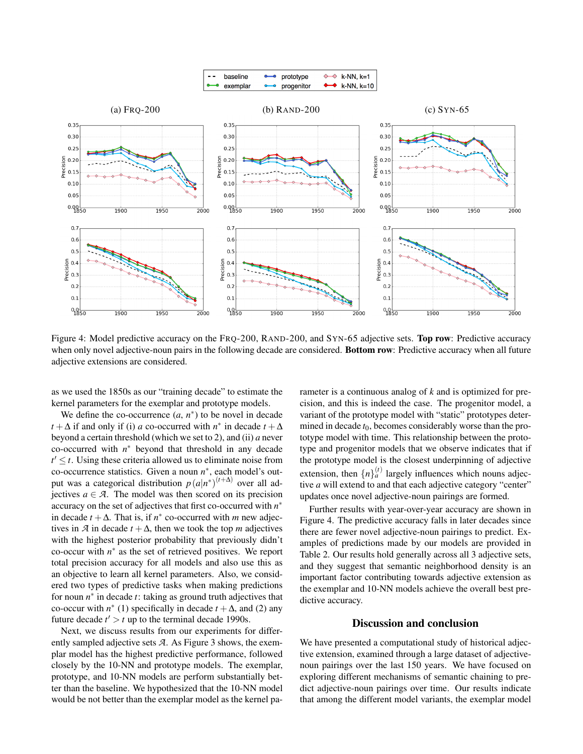Figure 4: Model predictive accuracy on the FRQ-200, RAND-200, and SYN-65 adjective sets. **Top row**: Predictive accuracy when only novel adjective-noun pairs in the following decade are considered. **Bottom row**: Predictive accuracy when all future adjective extensions are considered.

as we used the 1850s as our "training decade" to estimate the kernel parameters for the exemplar and prototype models.

We define the co-occurrence ($a$, $n^*$) to be novel in decade $t+\Delta$ if and only if (i) $a$ co-occurred with $n^*$ in decade $t+\Delta$ beyond a certain threshold (which we set to 2), and (ii) $a$ never co-occurred with $n^*$ beyond that threshold in any decade $t' \leq t$. Using these criteria allowed us to eliminate noise from co-occurrence statistics. Given a noun $n^*$, each model's output was a categorical distribution $p(a|n^*)^{(t+\Delta)}$ over all adjectives $a \in \mathcal{A}$. The model was then scored on its precision accuracy on the set of adjectives that first co-occurred with $n^*$ in decade $t+\Delta$. That is, if $n^*$ co-occurred with $m$ new adjectives in $\mathcal{A}$ in decade $t+\Delta$, then we took the top $m$ adjectives with the highest posterior probability that previously didn't co-occur with $n^*$ as the set of retrieved positives. We report total precision accuracy for all models and also use this as an objective to learn all kernel parameters. Also, we considered two types of predictive tasks when making predictions for noun $n^*$ in decade $t$: taking as ground truth adjectives that co-occur with $n^*$ (1) specifically in decade $t+\Delta$, and (2) any future decade $t' > t$ up to the terminal decade 1990s.

Next, we discuss results from our experiments for differently sampled adjective sets $\mathcal{A}$. As Figure 3 shows, the exemplar model has the highest predictive performance, followed closely by the 10-NN and prototype models. The exemplar, prototype, and 10-NN models are perform substantially better than the baseline. We hypothesized that the 10-NN model would be not better than the exemplar model as the kernel parameter is a continuous analog of $k$ and is optimized for precision, and this is indeed the case. The progenitor model, a variant of the prototype model with "static" prototypes determined in decade $t_0$, becomes considerably worse than the prototype model with time. This relationship between the prototype and progenitor models that we observe indicates that if the prototype model is the closest underpinning of adjective extension, then $\{n\}_a^{(t)}$ largely influences which nouns adjective $a$ will extend to and that each adjective category "center" updates once novel adjective-noun pairings are formed.

Further results with year-over-year accuracy are shown in Figure 4. The predictive accuracy falls in later decades since there are fewer novel adjective-noun pairings to predict. Examples of predictions made by our models are provided in Table 2. Our results hold generally across all 3 adjective sets, and they suggest that semantic neighborhood density is an important factor contributing towards adjective extension as the exemplar and 10-NN models achieve the overall best predictive accuracy.

## Discussion and conclusion

We have presented a computational study of historical adjective extension, examined through a large dataset of adjective-noun pairings over the last 150 years. We have focused on exploring different mechanisms of semantic chaining to predict adjective-noun pairings over time. Our results indicate that among the different model variants, the exemplar model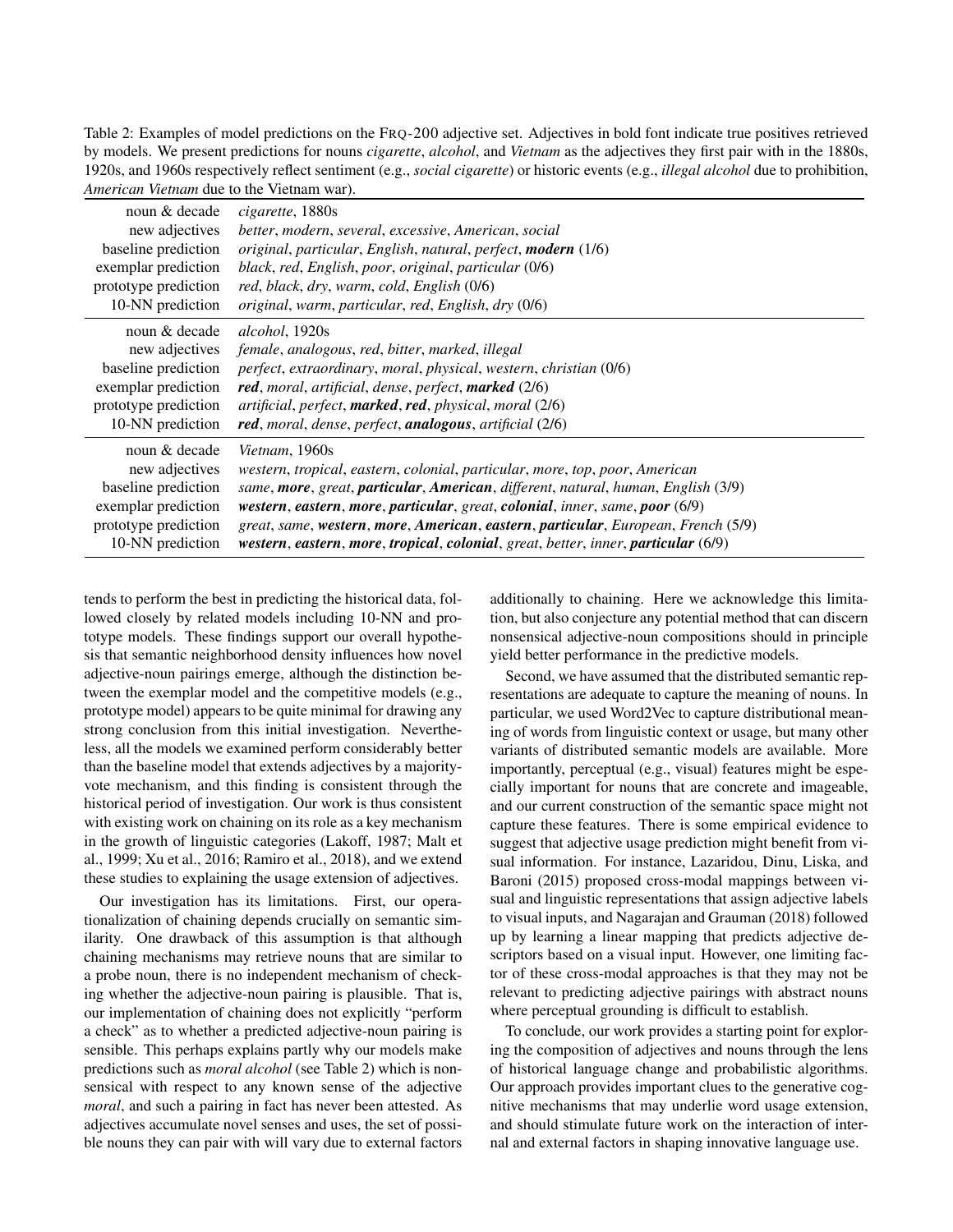Table 2: Examples of model predictions on the FRQ-200 adjective set. Adjectives in bold font indicate true positives retrieved by models. We present predictions for nouns *cigarette*, *alcohol*, and *Vietnam* as the adjectives they first pair with in the 1880s, 1920s, and 1960s respectively reflect sentiment (e.g., *social cigarette*) or historic events (e.g., *illegal alcohol* due to prohibition, *American Vietnam* due to the Vietnam war).

| | |
|---|---|
| noun & decade | *cigarette*, 1880s |
| new adjectives | *better*, *modern*, *several*, *excessive*, *American*, *social* |
| baseline prediction | *original*, *particular*, *English*, *natural*, *perfect*, ***modern*** (1/6) |
| exemplar prediction | *black*, *red*, *English*, *poor*, *original*, *particular* (0/6) |
| prototype prediction | *red*, *black*, *dry*, *warm*, *cold*, *English* (0/6) |
| 10-NN prediction | *original*, *warm*, *particular*, *red*, *English*, *dry* (0/6) |
| noun & decade | *alcohol*, 1920s |
| new adjectives | *female*, *analogous*, *red*, *bitter*, *marked*, *illegal* |
| baseline prediction | *perfect*, *extraordinary*, *moral*, *physical*, *western*, *christian* (0/6) |
| exemplar prediction | ***red***, *moral*, *artificial*, *dense*, *perfect*, ***marked*** (2/6) |
| prototype prediction | *artificial*, *perfect*, ***marked***, ***red***, *physical*, *moral* (2/6) |
| 10-NN prediction | ***red***, *moral*, *dense*, *perfect*, ***analogous***, *artificial* (2/6) |
| noun & decade | *Vietnam*, 1960s |
| new adjectives | *western*, *tropical*, *eastern*, *colonial*, *particular*, *more*, *top*, *poor*, *American* |
| baseline prediction | *same*, ***more***, *great*, ***particular***, ***American***, *different*, *natural*, *human*, *English* (3/9) |
| exemplar prediction | ***western***, ***eastern***, ***more***, ***particular***, *great*, ***colonial***, *inner*, *same*, ***poor*** (6/9) |
| prototype prediction | *great*, *same*, ***western***, ***more***, ***American***, ***eastern***, ***particular***, *European*, *French* (5/9) |
| 10-NN prediction | ***western***, ***eastern***, ***more***, ***tropical***, ***colonial***, *great*, *better*, *inner*, ***particular*** (6/9) |

tends to perform the best in predicting the historical data, followed closely by related models including 10-NN and prototype models. These findings support our overall hypothesis that semantic neighborhood density influences how novel adjective-noun pairings emerge, although the distinction between the exemplar model and the competitive models (e.g., prototype model) appears to be quite minimal for drawing any strong conclusion from this initial investigation. Nevertheless, all the models we examined perform considerably better than the baseline model that extends adjectives by a majority-vote mechanism, and this finding is consistent through the historical period of investigation. Our work is thus consistent with existing work on chaining on its role as a key mechanism in the growth of linguistic categories (Lakoff, 1987; Malt et al., 1999; Xu et al., 2016; Ramiro et al., 2018), and we extend these studies to explaining the usage extension of adjectives.

Our investigation has its limitations. First, our operationalization of chaining depends crucially on semantic similarity. One drawback of this assumption is that although chaining mechanisms may retrieve nouns that are similar to a probe noun, there is no independent mechanism of checking whether the adjective-noun pairing is plausible. That is, our implementation of chaining does not explicitly "perform a check" as to whether a predicted adjective-noun pairing is sensible. This perhaps explains partly why our models make predictions such as *moral alcohol* (see Table 2) which is nonsensical with respect to any known sense of the adjective *moral*, and such a pairing in fact has never been attested. As adjectives accumulate novel senses and uses, the set of possible nouns they can pair with will vary due to external factors additionally to chaining. Here we acknowledge this limitation, but also conjecture any potential method that can discern nonsensical adjective-noun compositions should in principle yield better performance in the predictive models.

Second, we have assumed that the distributed semantic representations are adequate to capture the meaning of nouns. In particular, we used Word2Vec to capture distributional meaning of words from linguistic context or usage, but many other variants of distributed semantic models are available. More importantly, perceptual (e.g., visual) features might be especially important for nouns that are concrete and imageable, and our current construction of the semantic space might not capture these features. There is some empirical evidence to suggest that adjective usage prediction might benefit from visual information. For instance, Lazaridou, Dinu, Liska, and Baroni (2015) proposed cross-modal mappings between visual and linguistic representations that assign adjective labels to visual inputs, and Nagarajan and Grauman (2018) followed up by learning a linear mapping that predicts adjective descriptors based on a visual input. However, one limiting factor of these cross-modal approaches is that they may not be relevant to predicting adjective pairings with abstract nouns where perceptual grounding is difficult to establish.

To conclude, our work provides a starting point for exploring the composition of adjectives and nouns through the lens of historical language change and probabilistic algorithms. Our approach provides important clues to the generative cognitive mechanisms that may underlie word usage extension, and should stimulate future work on the interaction of internal and external factors in shaping innovative language use.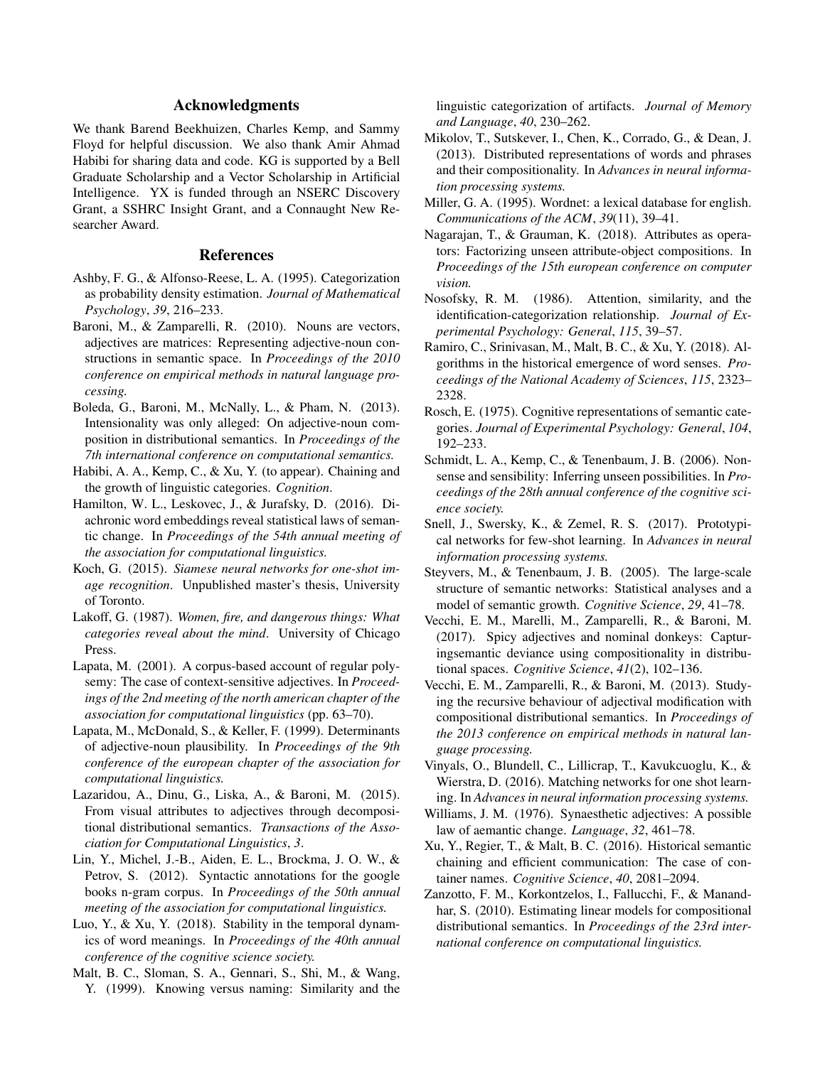## Acknowledgments

We thank Barend Beekhuizen, Charles Kemp, and Sammy Floyd for helpful discussion. We also thank Amir Ahmad Habibi for sharing data and code. KG is supported by a Bell Graduate Scholarship and a Vector Scholarship in Artificial Intelligence. YX is funded through an NSERC Discovery Grant, a SSHRC Insight Grant, and a Connaught New Researcher Award.

## References

Ashby, F. G., & Alfonso-Reese, L. A. (1995). Categorization as probability density estimation. *Journal of Mathematical Psychology*, *39*, 216–233.

Baroni, M., & Zamparelli, R. (2010). Nouns are vectors, adjectives are matrices: Representing adjective-noun constructions in semantic space. In *Proceedings of the 2010 conference on empirical methods in natural language processing.*

Boleda, G., Baroni, M., McNally, L., & Pham, N. (2013). Intensionality was only alleged: On adjective-noun composition in distributional semantics. In *Proceedings of the 7th international conference on computational semantics.*

Habibi, A. A., Kemp, C., & Xu, Y. (to appear). Chaining and the growth of linguistic categories. *Cognition*.

Hamilton, W. L., Leskovec, J., & Jurafsky, D. (2016). Diachronic word embeddings reveal statistical laws of semantic change. In *Proceedings of the 54th annual meeting of the association for computational linguistics.*

Koch, G. (2015). *Siamese neural networks for one-shot image recognition*. Unpublished master's thesis, University of Toronto.

Lakoff, G. (1987). *Women, fire, and dangerous things: What categories reveal about the mind*. University of Chicago Press.

Lapata, M. (2001). A corpus-based account of regular polysemy: The case of context-sensitive adjectives. In *Proceedings of the 2nd meeting of the north american chapter of the association for computational linguistics* (pp. 63–70).

Lapata, M., McDonald, S., & Keller, F. (1999). Determinants of adjective-noun plausibility. In *Proceedings of the 9th conference of the european chapter of the association for computational linguistics.*

Lazaridou, A., Dinu, G., Liska, A., & Baroni, M. (2015). From visual attributes to adjectives through decompositional distributional semantics. *Transactions of the Association for Computational Linguistics*, *3*.

Lin, Y., Michel, J.-B., Aiden, E. L., Brockma, J. O. W., & Petrov, S. (2012). Syntactic annotations for the google books n-gram corpus. In *Proceedings of the 50th annual meeting of the association for computational linguistics.*

Luo, Y., & Xu, Y. (2018). Stability in the temporal dynamics of word meanings. In *Proceedings of the 40th annual conference of the cognitive science society.*

Malt, B. C., Sloman, S. A., Gennari, S., Shi, M., & Wang, Y. (1999). Knowing versus naming: Similarity and the linguistic categorization of artifacts. *Journal of Memory and Language*, *40*, 230–262.

Mikolov, T., Sutskever, I., Chen, K., Corrado, G., & Dean, J. (2013). Distributed representations of words and phrases and their compositionality. In *Advances in neural information processing systems.*

Miller, G. A. (1995). Wordnet: a lexical database for english. *Communications of the ACM*, *39*(11), 39–41.

Nagarajan, T., & Grauman, K. (2018). Attributes as operators: Factorizing unseen attribute-object compositions. In *Proceedings of the 15th european conference on computer vision.*

Nosofsky, R. M. (1986). Attention, similarity, and the identification-categorization relationship. *Journal of Experimental Psychology: General*, *115*, 39–57.

Ramiro, C., Srinivasan, M., Malt, B. C., & Xu, Y. (2018). Algorithms in the historical emergence of word senses. *Proceedings of the National Academy of Sciences*, *115*, 2323–2328.

Rosch, E. (1975). Cognitive representations of semantic categories. *Journal of Experimental Psychology: General*, *104*, 192–233.

Schmidt, L. A., Kemp, C., & Tenenbaum, J. B. (2006). Nonsense and sensibility: Inferring unseen possibilities. In *Proceedings of the 28th annual conference of the cognitive science society.*

Snell, J., Swersky, K., & Zemel, R. S. (2017). Prototypical networks for few-shot learning. In *Advances in neural information processing systems.*

Steyvers, M., & Tenenbaum, J. B. (2005). The large-scale structure of semantic networks: Statistical analyses and a model of semantic growth. *Cognitive Science*, *29*, 41–78.

Vecchi, E. M., Marelli, M., Zamparelli, R., & Baroni, M. (2017). Spicy adjectives and nominal donkeys: Capturingsemantic deviance using compositionality in distributional spaces. *Cognitive Science*, *41*(2), 102–136.

Vecchi, E. M., Zamparelli, R., & Baroni, M. (2013). Studying the recursive behaviour of adjectival modification with compositional distributional semantics. In *Proceedings of the 2013 conference on empirical methods in natural language processing.*

Vinyals, O., Blundell, C., Lillicrap, T., Kavukcuoglu, K., & Wierstra, D. (2016). Matching networks for one shot learning. In *Advances in neural information processing systems.*

Williams, J. M. (1976). Synaesthetic adjectives: A possible law of aemantic change. *Language*, *32*, 461–78.

Xu, Y., Regier, T., & Malt, B. C. (2016). Historical semantic chaining and efficient communication: The case of container names. *Cognitive Science*, *40*, 2081–2094.

Zanzotto, F. M., Korkontzelos, I., Fallucchi, F., & Manandhar, S. (2010). Estimating linear models for compositional distributional semantics. In *Proceedings of the 23rd international conference on computational linguistics.*